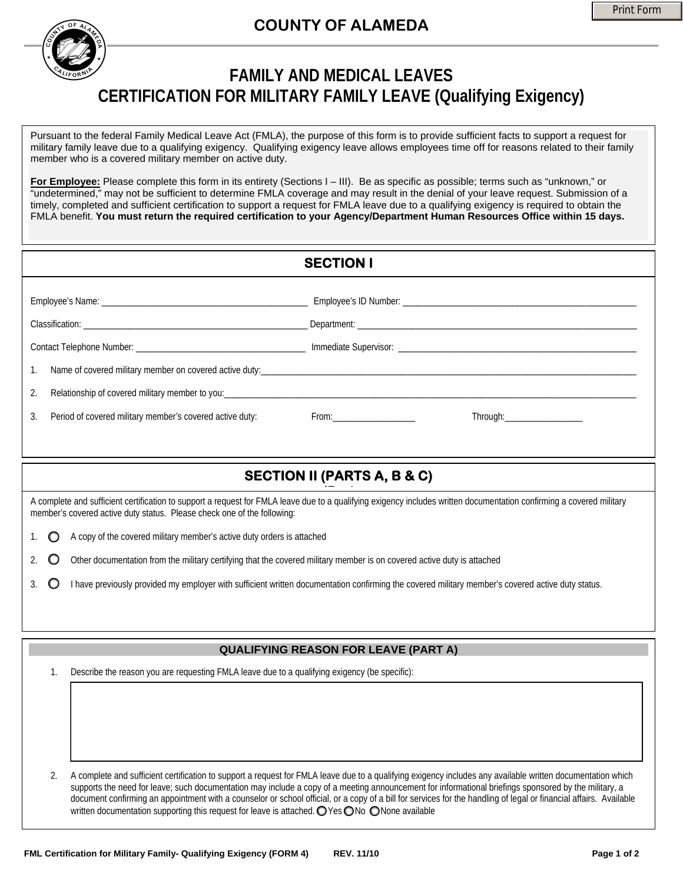# COUNTY OF ALAMEDA

## FAMILY AND MEDICAL LEAVES
## CERTIFICATION FOR MILITARY FAMILY LEAVE (Qualifying Exigency)

Pursuant to the federal Family Medical Leave Act (FMLA), the purpose of this form is to provide sufficient facts to support a request for military family leave due to a qualifying exigency. Qualifying exigency leave allows employees time off for reasons related to their family member who is a covered military member on active duty.

**For Employee:** Please complete this form in its entirety (Sections I – III). Be as specific as possible; terms such as "unknown," or "undetermined," may not be sufficient to determine FMLA coverage and may result in the denial of your leave request. Submission of a timely, completed and sufficient certification to support a request for FMLA leave due to a qualifying exigency is required to obtain the FMLA benefit. **You must return the required certification to your Agency/Department Human Resources Office within 15 days.**

## SECTION I

Employee's Name: ___________________________ Employee's ID Number: ___________________________

Classification: ___________________________ Department: ___________________________

Contact Telephone Number: ___________________________ Immediate Supervisor: ___________________________

1. Name of covered military member on covered active duty: ___________________________
2. Relationship of covered military member to you: ___________________________
3. Period of covered military member's covered active duty: From: __________ Through: __________

## SECTION II (PARTS A, B & C)

A complete and sufficient certification to support a request for FMLA leave due to a qualifying exigency includes written documentation confirming a covered military member's covered active duty status. Please check one of the following:

1. ○ A copy of the covered military member's active duty orders is attached
2. ○ Other documentation from the military certifying that the covered military member is on covered active duty is attached
3. ○ I have previously provided my employer with sufficient written documentation confirming the covered military member's covered active duty status.

### QUALIFYING REASON FOR LEAVE (PART A)

1. Describe the reason you are requesting FMLA leave due to a qualifying exigency (be specific):

2. A complete and sufficient certification to support a request for FMLA leave due to a qualifying exigency includes any available written documentation which supports the need for leave; such documentation may include a copy of a meeting announcement for informational briefings sponsored by the military, a document confirming an appointment with a counselor or school official, or a copy of a bill for services for the handling of legal or financial affairs. Available written documentation supporting this request for leave is attached. ○ Yes ○ No ○ None available

FML Certification for Military Family- Qualifying Exigency (FORM 4) REV. 11/10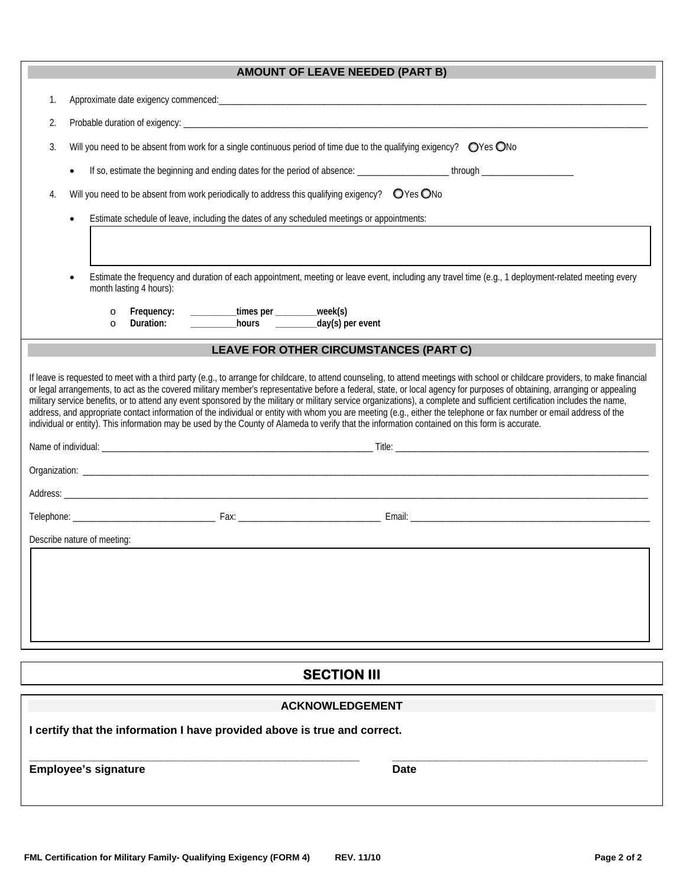## AMOUNT OF LEAVE NEEDED (PART B)

1. Approximate date exigency commenced:_______________________________________________

2. Probable duration of exigency: _______________________________________________

3. Will you need to be absent from work for a single continuous period of time due to the qualifying exigency? ○Yes ○No

   - If so, estimate the beginning and ending dates for the period of absence: ____________________ through ____________________

4. Will you need to be absent from work periodically to address this qualifying exigency? ○Yes ○No

   - Estimate schedule of leave, including the dates of any scheduled meetings or appointments:

   - Estimate the frequency and duration of each appointment, meeting or leave event, including any travel time (e.g., 1 deployment-related meeting every month lasting 4 hours):

     - **Frequency:** __________**times per** _________**week(s)**
     - **Duration:** __________**hours** _________**day(s) per event**

## LEAVE FOR OTHER CIRCUMSTANCES (PART C)

If leave is requested to meet with a third party (e.g., to arrange for childcare, to attend counseling, to attend meetings with school or childcare providers, to make financial or legal arrangements, to act as the covered military member's representative before a federal, state, or local agency for purposes of obtaining, arranging or appealing military service benefits, or to attend any event sponsored by the military or military service organizations), a complete and sufficient certification includes the name, address, and appropriate contact information of the individual or entity with whom you are meeting (e.g., either the telephone or fax number or email address of the individual or entity). This information may be used by the County of Alameda to verify that the information contained on this form is accurate.

Name of individual: _______________________________ Title: _______________________________

Organization: _______________________________________________

Address: _______________________________________________

Telephone: ____________________ Fax: ____________________ Email: ____________________

Describe nature of meeting:

# SECTION III

## ACKNOWLEDGEMENT

**I certify that the information I have provided above is true and correct.**

_______________________________ _______________________________

**Employee's signature** **Date**

**FML Certification for Military Family- Qualifying Exigency (FORM 4) REV. 11/10**